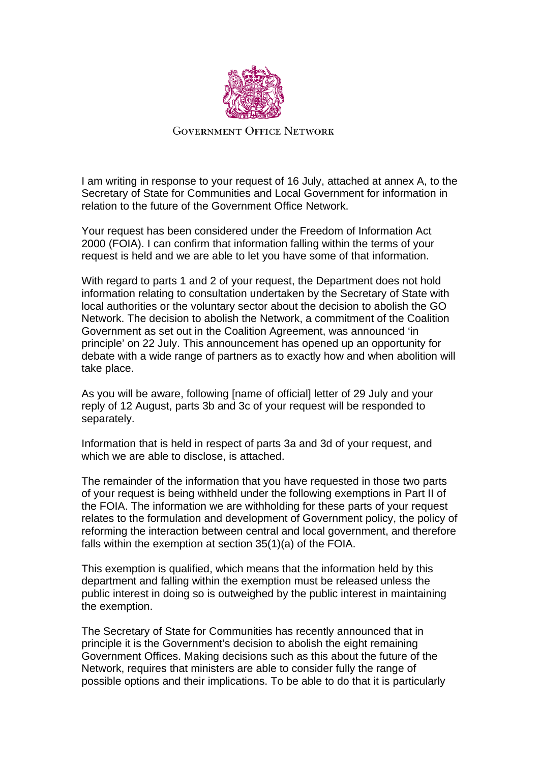GOVERNMENT OFFICE NETWORK

I am writing in response to your request of 16 July, attached at annex A, to the Secretary of State for Communities and Local Government for information in relation to the future of the Government Office Network.

Your request has been considered under the Freedom of Information Act 2000 (FOIA). I can confirm that information falling within the terms of your request is held and we are able to let you have some of that information.

With regard to parts 1 and 2 of your request, the Department does not hold information relating to consultation undertaken by the Secretary of State with local authorities or the voluntary sector about the decision to abolish the GO Network. The decision to abolish the Network, a commitment of the Coalition Government as set out in the Coalition Agreement, was announced 'in principle' on 22 July. This announcement has opened up an opportunity for debate with a wide range of partners as to exactly how and when abolition will take place.

As you will be aware, following [name of official] letter of 29 July and your reply of 12 August, parts 3b and 3c of your request will be responded to separately.

Information that is held in respect of parts 3a and 3d of your request, and which we are able to disclose, is attached.

The remainder of the information that you have requested in those two parts of your request is being withheld under the following exemptions in Part II of the FOIA. The information we are withholding for these parts of your request relates to the formulation and development of Government policy, the policy of reforming the interaction between central and local government, and therefore falls within the exemption at section 35(1)(a) of the FOIA.

This exemption is qualified, which means that the information held by this department and falling within the exemption must be released unless the public interest in doing so is outweighed by the public interest in maintaining the exemption.

The Secretary of State for Communities has recently announced that in principle it is the Government's decision to abolish the eight remaining Government Offices. Making decisions such as this about the future of the Network, requires that ministers are able to consider fully the range of possible options and their implications. To be able to do that it is particularly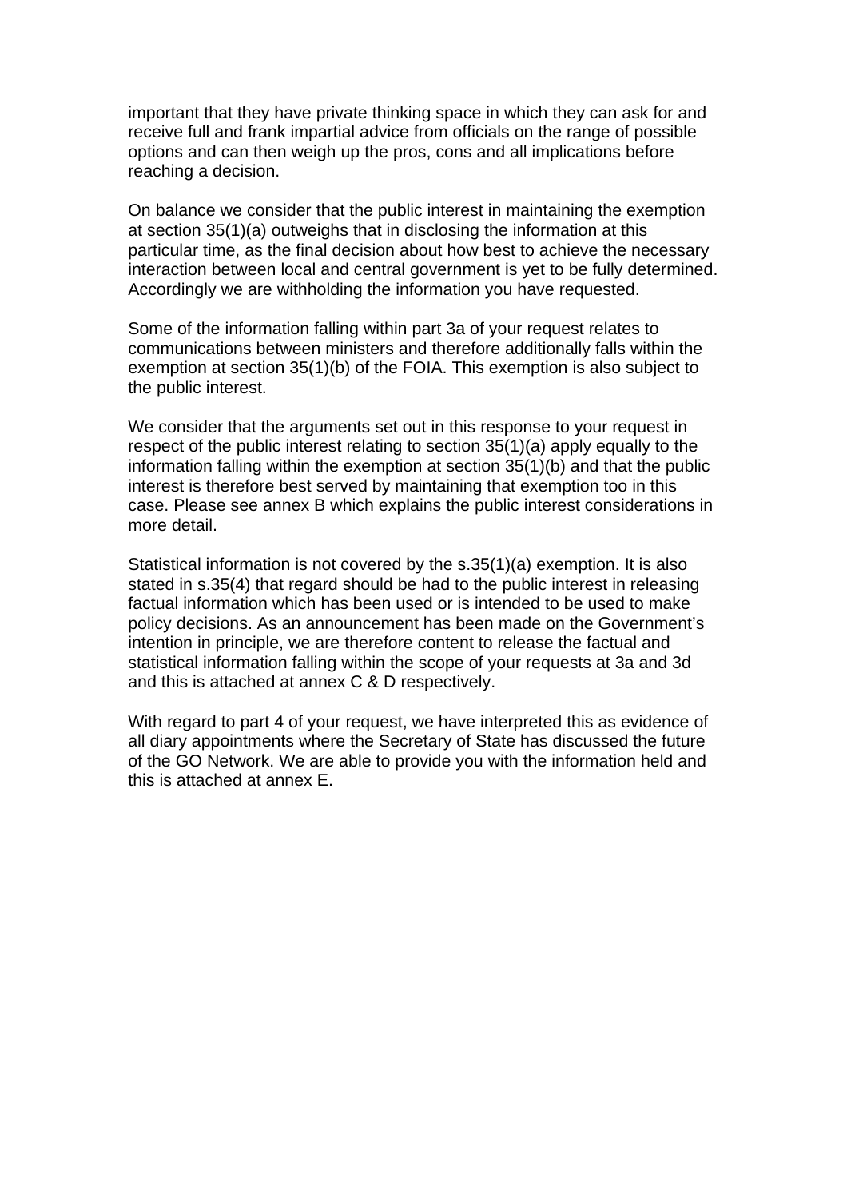important that they have private thinking space in which they can ask for and receive full and frank impartial advice from officials on the range of possible options and can then weigh up the pros, cons and all implications before reaching a decision.

On balance we consider that the public interest in maintaining the exemption at section 35(1)(a) outweighs that in disclosing the information at this particular time, as the final decision about how best to achieve the necessary interaction between local and central government is yet to be fully determined. Accordingly we are withholding the information you have requested.

Some of the information falling within part 3a of your request relates to communications between ministers and therefore additionally falls within the exemption at section 35(1)(b) of the FOIA. This exemption is also subject to the public interest.

We consider that the arguments set out in this response to your request in respect of the public interest relating to section 35(1)(a) apply equally to the information falling within the exemption at section 35(1)(b) and that the public interest is therefore best served by maintaining that exemption too in this case. Please see annex B which explains the public interest considerations in more detail.

Statistical information is not covered by the s.35(1)(a) exemption. It is also stated in s.35(4) that regard should be had to the public interest in releasing factual information which has been used or is intended to be used to make policy decisions. As an announcement has been made on the Government's intention in principle, we are therefore content to release the factual and statistical information falling within the scope of your requests at 3a and 3d and this is attached at annex C & D respectively.

With regard to part 4 of your request, we have interpreted this as evidence of all diary appointments where the Secretary of State has discussed the future of the GO Network. We are able to provide you with the information held and this is attached at annex E.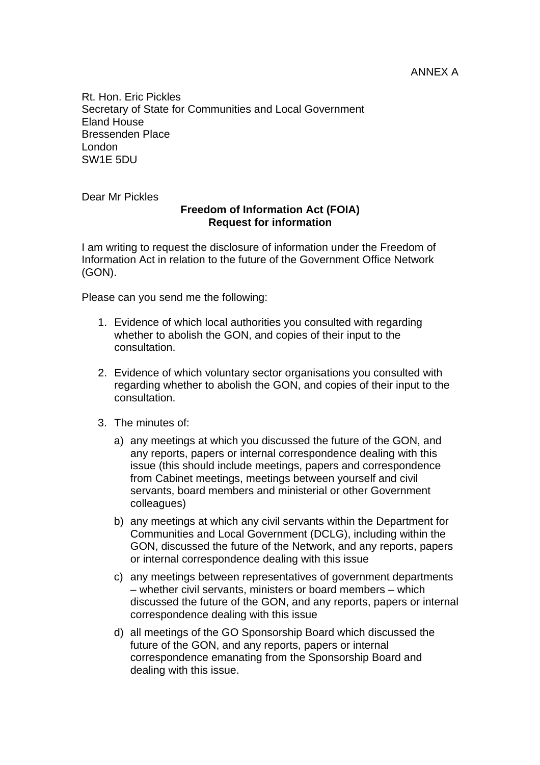ANNEX A

Rt. Hon. Eric Pickles
Secretary of State for Communities and Local Government
Eland House
Bressenden Place
London
SW1E 5DU

Dear Mr Pickles

**Freedom of Information Act (FOIA)**
**Request for information**

I am writing to request the disclosure of information under the Freedom of Information Act in relation to the future of the Government Office Network (GON).

Please can you send me the following:

1. Evidence of which local authorities you consulted with regarding whether to abolish the GON, and copies of their input to the consultation.

2. Evidence of which voluntary sector organisations you consulted with regarding whether to abolish the GON, and copies of their input to the consultation.

3. The minutes of:

   a) any meetings at which you discussed the future of the GON, and any reports, papers or internal correspondence dealing with this issue (this should include meetings, papers and correspondence from Cabinet meetings, meetings between yourself and civil servants, board members and ministerial or other Government colleagues)

   b) any meetings at which any civil servants within the Department for Communities and Local Government (DCLG), including within the GON, discussed the future of the Network, and any reports, papers or internal correspondence dealing with this issue

   c) any meetings between representatives of government departments – whether civil servants, ministers or board members – which discussed the future of the GON, and any reports, papers or internal correspondence dealing with this issue

   d) all meetings of the GO Sponsorship Board which discussed the future of the GON, and any reports, papers or internal correspondence emanating from the Sponsorship Board and dealing with this issue.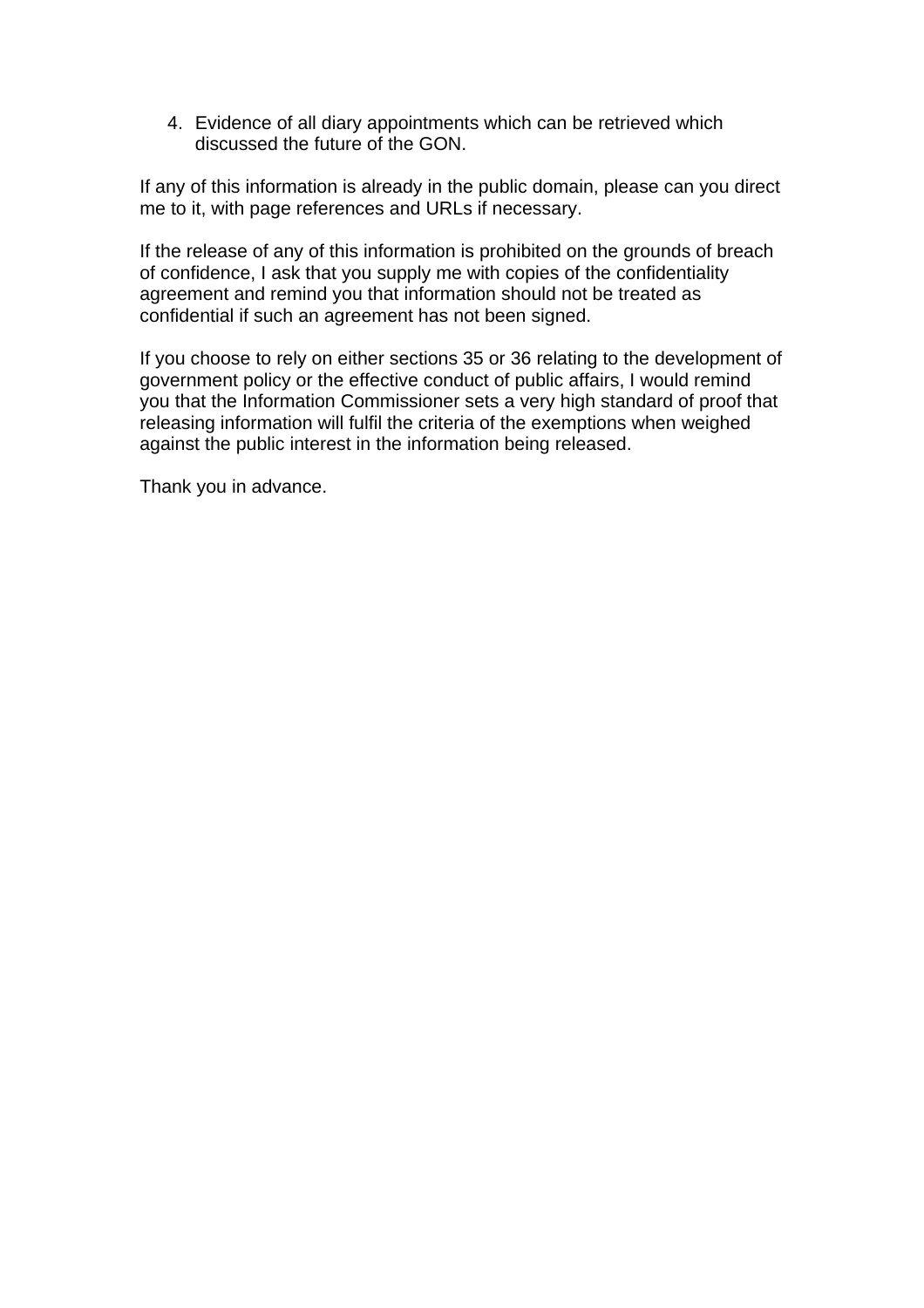4. Evidence of all diary appointments which can be retrieved which discussed the future of the GON.

If any of this information is already in the public domain, please can you direct me to it, with page references and URLs if necessary.

If the release of any of this information is prohibited on the grounds of breach of confidence, I ask that you supply me with copies of the confidentiality agreement and remind you that information should not be treated as confidential if such an agreement has not been signed.

If you choose to rely on either sections 35 or 36 relating to the development of government policy or the effective conduct of public affairs, I would remind you that the Information Commissioner sets a very high standard of proof that releasing information will fulfil the criteria of the exemptions when weighed against the public interest in the information being released.

Thank you in advance.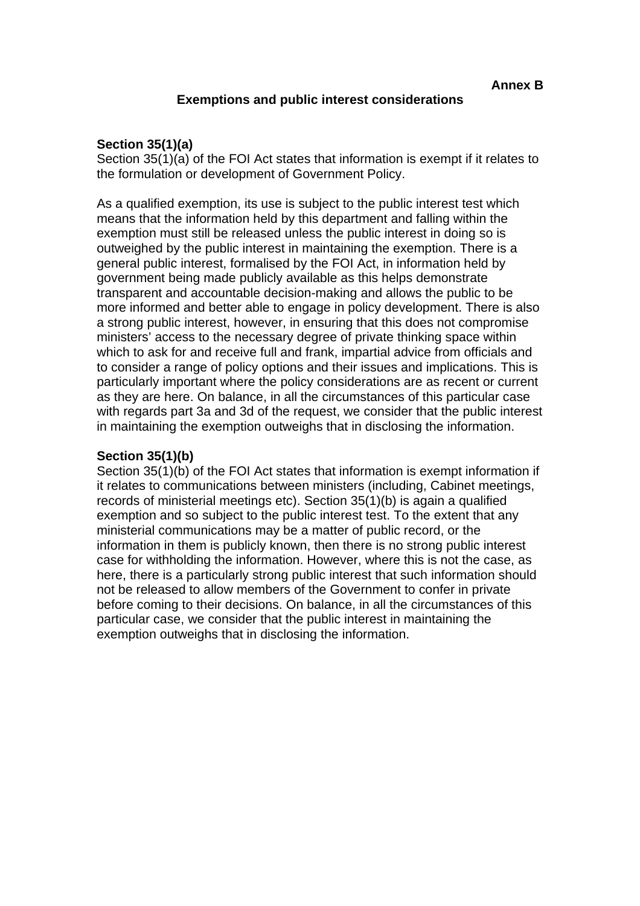**Annex B**

**Exemptions and public interest considerations**

**Section 35(1)(a)**
Section 35(1)(a) of the FOI Act states that information is exempt if it relates to the formulation or development of Government Policy.

As a qualified exemption, its use is subject to the public interest test which means that the information held by this department and falling within the exemption must still be released unless the public interest in doing so is outweighed by the public interest in maintaining the exemption. There is a general public interest, formalised by the FOI Act, in information held by government being made publicly available as this helps demonstrate transparent and accountable decision-making and allows the public to be more informed and better able to engage in policy development. There is also a strong public interest, however, in ensuring that this does not compromise ministers' access to the necessary degree of private thinking space within which to ask for and receive full and frank, impartial advice from officials and to consider a range of policy options and their issues and implications. This is particularly important where the policy considerations are as recent or current as they are here. On balance, in all the circumstances of this particular case with regards part 3a and 3d of the request, we consider that the public interest in maintaining the exemption outweighs that in disclosing the information.

**Section 35(1)(b)**
Section 35(1)(b) of the FOI Act states that information is exempt information if it relates to communications between ministers (including, Cabinet meetings, records of ministerial meetings etc). Section 35(1)(b) is again a qualified exemption and so subject to the public interest test. To the extent that any ministerial communications may be a matter of public record, or the information in them is publicly known, then there is no strong public interest case for withholding the information. However, where this is not the case, as here, there is a particularly strong public interest that such information should not be released to allow members of the Government to confer in private before coming to their decisions. On balance, in all the circumstances of this particular case, we consider that the public interest in maintaining the exemption outweighs that in disclosing the information.